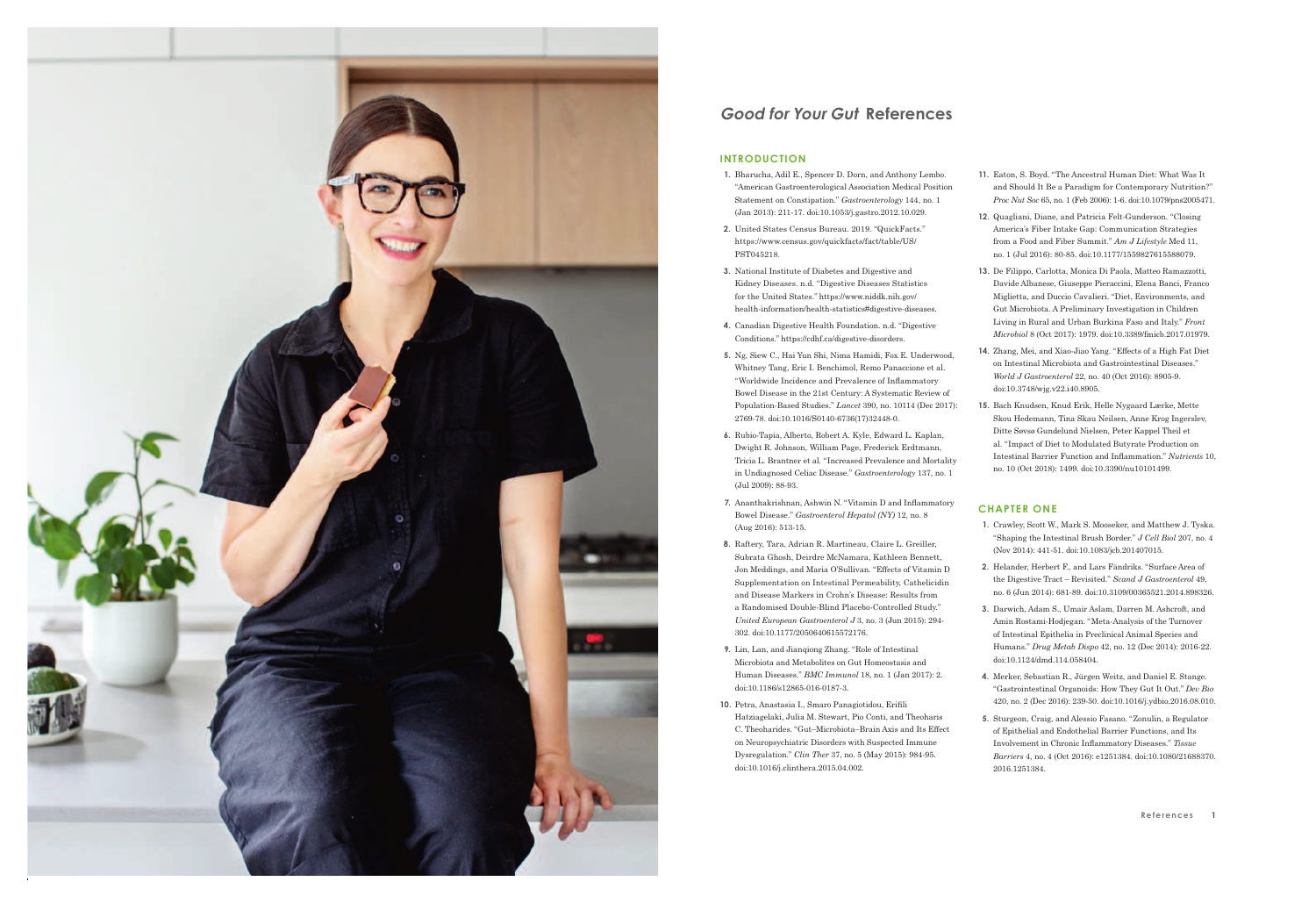# *Good for Your Gut* References

## INTRODUCTION

1. Bharucha, Adil E., Spencer D. Dorn, and Anthony Lembo. "American Gastroenterological Association Medical Position Statement on Constipation." *Gastroenterology* 144, no. 1 (Jan 2013): 211-17. doi:10.1053/j.gastro.2012.10.029.
2. United States Census Bureau. 2019. "QuickFacts." https://www.census.gov/quickfacts/fact/table/US/PST045218.
3. National Institute of Diabetes and Digestive and Kidney Diseases. n.d. "Digestive Diseases Statistics for the United States." https://www.niddk.nih.gov/health-information/health-statistics#digestive-diseases.
4. Canadian Digestive Health Foundation. n.d. "Digestive Conditions." https://cdhf.ca/digestive-disorders.
5. Ng, Siew C., Hai Yun Shi, Nima Hamidi, Fox E. Underwood, Whitney Tang, Eric I. Benchimol, Remo Panaccione et al. "Worldwide Incidence and Prevalence of Inflammatory Bowel Disease in the 21st Century: A Systematic Review of Population-Based Studies." *Lancet* 390, no. 10114 (Dec 2017): 2769-78. doi:10.1016/S0140-6736(17)32448-0.
6. Rubio-Tapia, Alberto, Robert A. Kyle, Edward L. Kaplan, Dwight R. Johnson, William Page, Frederick Erdtmann, Tricia L. Brantner et al. "Increased Prevalence and Mortality in Undiagnosed Celiac Disease." *Gastroenterology* 137, no. 1 (Jul 2009): 88-93.
7. Ananthakrishnan, Ashwin N. "Vitamin D and Inflammatory Bowel Disease." *Gastroenterol Hepatol (NY)* 12, no. 8 (Aug 2016): 513-15.
8. Raftery, Tara, Adrian R. Martineau, Claire L. Greiller, Subrata Ghosh, Deirdre McNamara, Kathleen Bennett, Jon Meddings, and Maria O'Sullivan. "Effects of Vitamin D Supplementation on Intestinal Permeability, Cathelicidin and Disease Markers in Crohn's Disease: Results from a Randomised Double-Blind Placebo-Controlled Study." *United European Gastroenterol J* 3, no. 3 (Jun 2015): 294-302. doi:10.1177/2050640615572176.
9. Lin, Lan, and Jianqiong Zhang. "Role of Intestinal Microbiota and Metabolites on Gut Homeostasis and Human Diseases." *BMC Immunol* 18, no. 1 (Jan 2017): 2. doi:10.1186/s12865-016-0187-3.
10. Petra, Anastasia I., Smaro Panagiotidou, Erifili Hatziagelaki, Julia M. Stewart, Pio Conti, and Theoharis C. Theoharides. "Gut–Microbiota–Brain Axis and Its Effect on Neuropsychiatric Disorders with Suspected Immune Dysregulation." *Clin Ther* 37, no. 5 (May 2015): 984-95. doi:10.1016/j.clinthera.2015.04.002.
11. Eaton, S. Boyd. "The Ancestral Human Diet: What Was It and Should It Be a Paradigm for Contemporary Nutrition?" *Proc Nut Soc* 65, no. 1 (Feb 2006): 1-6. doi:10.1079/pns2005471.
12. Quagliani, Diane, and Patricia Felt-Gunderson. "Closing America's Fiber Intake Gap: Communication Strategies from a Food and Fiber Summit." *Am J Lifestyle* Med 11, no. 1 (Jul 2016): 80-85. doi:10.1177/1559827615588079.
13. De Filippo, Carlotta, Monica Di Paola, Matteo Ramazzotti, Davide Albanese, Giuseppe Pieraccini, Elena Banci, Franco Miglietta, and Duccio Cavalieri. "Diet, Environments, and Gut Microbiota. A Preliminary Investigation in Children Living in Rural and Urban Burkina Faso and Italy." *Front Microbiol* 8 (Oct 2017): 1979. doi:10.3389/fmicb.2017.01979.
14. Zhang, Mei, and Xiao-Jiao Yang. "Effects of a High Fat Diet on Intestinal Microbiota and Gastrointestinal Diseases." *World J Gastroenterol* 22, no. 40 (Oct 2016): 8905-9. doi:10.3748/wjg.v22.i40.8905.
15. Bach Knudsen, Knud Erik, Helle Nygaard Lærke, Mette Skou Hedemann, Tina Skau Neilsen, Anne Krog Ingerslev, Ditte Søvsø Gundelund Nielsen, Peter Kappel Theil et al. "Impact of Diet to Modulated Butyrate Production on Intestinal Barrier Function and Inflammation." *Nutrients* 10, no. 10 (Oct 2018): 1499. doi:10.3390/nu10101499.

## CHAPTER ONE

1. Crawley, Scott W., Mark S. Mooseker, and Matthew J. Tyska. "Shaping the Intestinal Brush Border." *J Cell Biol* 207, no. 4 (Nov 2014): 441-51. doi:10.1083/jcb.201407015.
2. Helander, Herbert F., and Lars Fändriks. "Surface Area of the Digestive Tract – Revisited." *Scand J Gastroenterol* 49, no. 6 (Jun 2014): 681-89. doi:10.3109/00365521.2014.898326.
3. Darwich, Adam S., Umair Aslam, Darren M. Ashcroft, and Amin Rostami-Hodjegan. "Meta-Analysis of the Turnover of Intestinal Epithelia in Preclinical Animal Species and Humans." *Drug Metab Dispo* 42, no. 12 (Dec 2014): 2016-22. doi:10.1124/dmd.114.058404.
4. Merker, Sebastian R., Jürgen Weitz, and Daniel E. Stange. "Gastrointestinal Organoids: How They Gut It Out." *Dev Bio* 420, no. 2 (Dec 2016): 239-50. doi:10.1016/j.ydbio.2016.08.010.
5. Sturgeon, Craig, and Alessio Fasano. "Zonulin, a Regulator of Epithelial and Endothelial Barrier Functions, and Its Involvement in Chronic Inflammatory Diseases." *Tissue Barriers* 4, no. 4 (Oct 2016): e1251384. doi:10.1080/21688370.2016.1251384.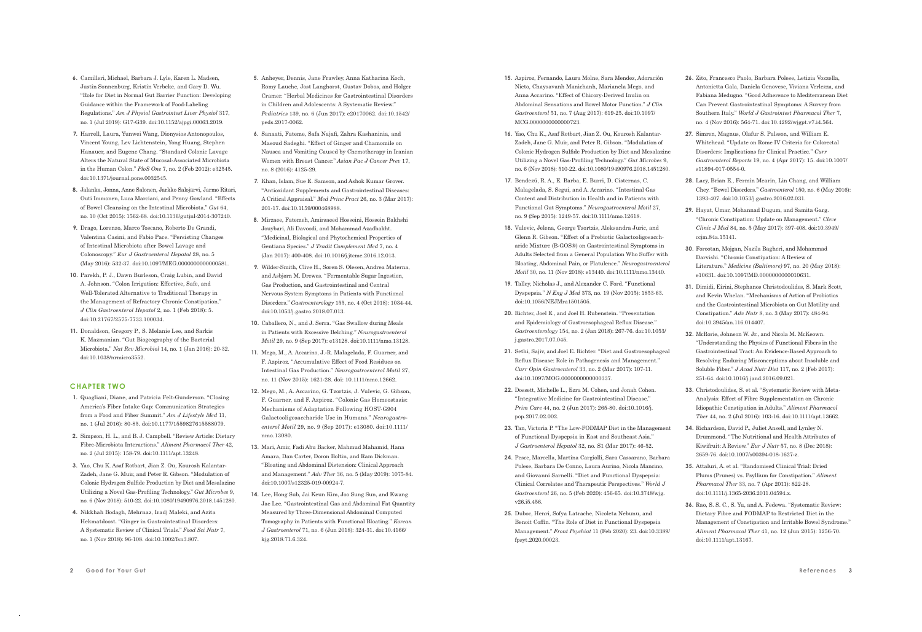6. Camilleri, Michael, Barbara J. Lyle, Karen L. Madsen, Justin Sonnenburg, Kristin Verbeke, and Gary D. Wu. "Role for Diet in Normal Gut Barrier Function: Developing Guidance within the Framework of Food-Labeling Regulations." *Am J Physiol Gastrointest Liver Physiol* 317, no. 1 (Jul 2019): G17-G39. doi:10.1152/ajpgi.00063.2019.

7. Harrell, Laura, Yunwei Wang, Dionysios Antonopoulos, Vincent Young, Lev Lichtenstein, Yong Huang, Stephen Hanauer, and Eugene Chang. "Standard Colonic Lavage Alters the Natural State of Mucosal-Associated Microbiota in the Human Colon." *PloS One* 7, no. 2 (Feb 2012): e32545. doi:10.1371/journal.pone.0032545.

8. Jalanka, Jonna, Anne Salonen, Jarkko Salojärvi, Jarmo Ritari, Outi Immonen, Luca Marciani, and Penny Gowland. "Effects of Bowel Cleansing on the Intestinal Microbiota." *Gut* 64, no. 10 (Oct 2015): 1562-68. doi:10.1136/gutjnl-2014-307240.

9. Drago, Lorenzo, Marco Toscano, Roberto De Grandi, Valentina Casini, and Fabio Pace. "Persisting Changes of Intestinal Microbiota after Bowel Lavage and Colonoscopy." *Eur J Gastroenterol Hepatol* 28, no. 5 (May 2016): 532-37. doi:10.1097/MEG.0000000000000581.

10. Parekh, P. J., Dawn Burleson, Craig Lubin, and David A. Johnson. "Colon Irrigation: Effective, Safe, and Well-Tolerated Alternative to Traditional Therapy in the Management of Refractory Chronic Constipation." *J Clin Gastroenterol Hepatol* 2, no. 1 (Feb 2018): 5. doi:10.21767/2575-7733.100034.

11. Donaldson, Gregory P., S. Melanie Lee, and Sarkis K. Mazmanian. "Gut Biogeography of the Bacterial Microbiota." *Nat Rev Microbiol* 14, no. 1 (Jan 2016): 20-32. doi:10.1038/nrmicro3552.

## CHAPTER TWO

1. Quagliani, Diane, and Patricia Felt-Gunderson. "Closing America's Fiber Intake Gap: Communication Strategies from a Food and Fiber Summit." *Am J Lifestyle Med* 11, no. 1 (Jul 2016): 80-85. doi:10.1177/1559827615588079.

2. Simpson, H. L., and B. J. Campbell. "Review Article: Dietary Fibre-Microbiota Interactions." *Aliment Pharmacol Ther* 42, no. 2 (Jul 2015): 158-79. doi:10.1111/apt.13248.

3. Yao, Chu K. Asaf Rotbart, Jian Z. Ou, Kourosh Kalantar-Zadeh, Jane G. Muir, and Peter R. Gibson. "Modulation of Colonic Hydrogen Sulfide Production by Diet and Mesalazine Utilizing a Novel Gas-Profiling Technology." *Gut Microbes* 9, no. 6 (Nov 2018): 510-22. doi:10.1080/19490976.2018.1451280.

4. Nikkhah Bodagh, Mehrnaz, Iradj Maleki, and Azita Hekmatdoost. "Ginger in Gastrointestinal Disorders: A Systematic Review of Clinical Trials." *Food Sci Nutr* 7, no. 1 (Nov 2018): 96-108. doi:10.1002/fsn3.807.

5. Anheyer, Dennis, Jane Frawley, Anna Katharina Koch, Romy Lauche, Jost Langhorst, Gustav Dobos, and Holger Cramer. "Herbal Medicines for Gastrointestinal Disorders in Children and Adolescents: A Systematic Review." *Pediatrics* 139, no. 6 (Jun 2017): e20170062. doi:10.1542/peds.2017-0062.

6. Sanaati, Fateme, Safa Najafi, Zahra Kashaninia, and Masoud Sadeghi. "Effect of Ginger and Chamomile on Nausea and Vomiting Caused by Chemotherapy in Iranian Women with Breast Cancer." *Asian Pac J Cancer Prev* 17, no. 8 (2016): 4125-29.

7. Khan, Islam, Sue E. Samson, and Ashok Kumar Grover. "Antioxidant Supplements and Gastrointestinal Diseases: A Critical Appraisal." *Med Princ Pract* 26, no. 3 (Mar 2017): 201-17. doi:10.1159/000468988.

8. Mirzaee, Fatemeh, Amirsaeed Hosseini, Hossein Bakhshi Jouybari, Ali Davoodi, and Mohammad Azadbakht. "Medicinal, Biological and Phytochemical Properties of Gentiana Species." *J Tradit Complement Med* 7, no. 4 (Jan 2017): 400-408. doi:10.1016/j.jtcme.2016.12.013.

9. Wilder-Smith, Clive H., Søren S. Olesen, Andrea Materna, and Asbjørn M. Drewes. "Fermentable Sugar Ingestion, Gas Production, and Gastrointestinal and Central Nervous System Symptoms in Patients with Functional Disorders." *Gastroenterology* 155, no. 4 (Oct 2018): 1034-44. doi:10.1053/j.gastro.2018.07.013.

10. Caballero, N., and J. Serra. "Gas Swallow during Meals in Patients with Excessive Belching." *Neurogastroenterol Motil* 29, no. 9 (Sep 2017): e13128. doi:10.1111/nmo.13128.

11. Mego, M., A. Accarino, J.-R. Malagelada, F. Guarner, and F. Azpiroz. "Accumulative Effect of Food Residues on Intestinal Gas Production." *Neurogastroenterol Motil* 27, no. 11 (Nov 2015): 1621-28. doi: 10.1111/nmo.12662.

12. Mego, M., A. Accarino, G. Tzortzis, J. Vulevic, G. Gibson, F. Guarner, and F. Azpiroz. "Colonic Gas Homeostasis: Mechanisms of Adaptation Following HOST-G904 Galactooligosaccharide Use in Humans." *Neurogastroenterol Motil* 29, no. 9 (Sep 2017): e13080. doi:10.1111/nmo.13080.

13. Mari, Amir, Fadi Abu Backer, Mahmud Mahamid, Hana Amara, Dan Carter, Doron Boltin, and Ram Dickman. "Bloating and Abdominal Distension: Clinical Approach and Management." *Adv Ther* 36, no. 5 (May 2019): 1075-84. doi:10.1007/s12325-019-00924-7.

14. Lee, Hong Sub, Jai Keun Kim, Joo Sung Sun, and Kwang Jae Lee. "Gastrointestinal Gas and Abdominal Fat Quantity Measured by Three-Dimensional Abdominal Computed Tomography in Patients with Functional Bloating." *Korean J Gastroenterol* 71, no. 6 (Jun 2018): 324-31. doi:10.4166/kjg.2018.71.6.324.

15. Azpiroz, Fernando, Laura Molne, Sara Mendez, Adoración Nieto, Chaysavanh Manichanh, Marianela Mego, and Anna Accarino. "Effect of Chicory-Derived Inulin on Abdominal Sensations and Bowel Motor Function." *J Clin Gastroenterol* 51, no. 7 (Aug 2017): 619-25. doi:10.1097/MCG.0000000000000723.

16. Yao, Chu K., Asaf Rotbart, Jian Z. Ou, Kourosh Kalantar-Zadeh, Jane G. Muir, and Peter R. Gibson. "Modulation of Colonic Hydrogen Sulfide Production by Diet and Mesalazine Utilizing a Novel Gas-Profiling Technology." *Gut Microbes* 9, no. 6 (Nov 2018): 510-22. doi:10.1080/19490976.2018.1451280.

17. Bendezú, R. A., E. Barba, E. Burri, D. Cisternas, C. Malagelada, S. Segui, and A. Accarino. "Intestinal Gas Content and Distribution in Health and in Patients with Functional Gut Symptoms." *Neurogastroenterol Motil* 27, no. 9 (Sep 2015): 1249-57. doi:10.1111/nmo.12618.

18. Vulevic, Jelena, George Tzortzis, Aleksandra Juric, and Glenn R. Gibson. "Effect of a Prebiotic Galactooligosaccharide Mixture (B-GOS®) on Gastrointestinal Symptoms in Adults Selected from a General Population Who Suffer with Bloating, Abdominal Pain, or Flatulence." *Neurogastroenterol Motil* 30, no. 11 (Nov 2018): e13440. doi:10.1111/nmo.13440.

19. Talley, Nicholas J., and Alexander C. Ford. "Functional Dyspepsia." *N Eng J Med* 373, no. 19 (Nov 2015): 1853-63. doi:10.1056/NEJMra1501505.

20. Richter, Joel E., and Joel H. Rubenstein. "Presentation and Epidemiology of Gastroesophageal Reflux Disease." *Gastroenterology* 154, no. 2 (Jan 2018): 267-76. doi:10.1053/j.gastro.2017.07.045.

21. Sethi, Sajiv, and Joel E. Richter. "Diet and Gastroesophageal Reflux Disease: Role in Pathogenesis and Management." *Curr Opin Gastroenterol* 33, no. 2 (Mar 2017): 107-11. doi:10.1097/MOG.0000000000000337.

22. Dossett, Michelle L., Ezra M. Cohen, and Jonah Cohen. "Integrative Medicine for Gastrointestinal Disease." *Prim Care* 44, no. 2 (Jun 2017): 265-80. doi:10.1016/j.pop.2017.02.002.

23. Tan, Victoria P. "The Low-FODMAP Diet in the Management of Functional Dyspepsia in East and Southeast Asia." *J Gastroenterol Hepatol* 32, no. S1 (Mar 2017): 46-52.

24. Pesce, Marcella, Martina Cargiolli, Sara Cassarano, Barbara Polese, Barbara De Conno, Laura Aurino, Nicola Mancino, and Giovanni Sarnelli. "Diet and Functional Dyspepsia: Clinical Correlates and Therapeutic Perspectives." *World J Gastroenterol* 26, no. 5 (Feb 2020): 456-65. doi:10.3748/wjg.v26.i5.456.

25. Duboc, Henri, Sofya Latrache, Nicoleta Nebunu, and Benoit Coffin. "The Role of Diet in Functional Dyspepsia Management." *Front Psychiat* 11 (Feb 2020): 23. doi:10.3389/fpsyt.2020.00023.

26. Zito, Francesco Paolo, Barbara Polese, Letizia Vozzella, Antonietta Gala, Daniela Genovese, Viviana Verlezza, and Fabiana Medugno. "Good Adherence to Mediterranean Diet Can Prevent Gastrointestinal Symptoms: A Survey from Southern Italy." *World J Gastrointest Pharmacol Ther* 7, no. 4 (Nov 2016): 564-71. doi:10.4292/wjgpt.v7.i4.564.

27. Simren, Magnus, Olafur S. Palsson, and William E. Whitehead. "Update on Rome IV Criteria for Colorectal Disorders: Implications for Clinical Practice." *Curr Gastroenterol Reports* 19, no. 4 (Apr 2017): 15. doi:10.1007/s11894-017-0554-0.

28. Lacy, Brian E., Fermín Mearin, Lin Chang, and William Chey. "Bowel Disorders." *Gastroenterol* 150, no. 6 (May 2016): 1393-407. doi:10.1053/j.gastro.2016.02.031.

29. Hayat, Umar, Mohannad Dugum, and Samita Garg. "Chronic Constipation: Update on Management." *Cleve Clinic J Med* 84, no. 5 (May 2017): 397-408. doi:10.3949/ccjm.84a.15141.

30. Forootan, Mojgan, Nazila Bagheri, and Mohammad Darvishi. "Chronic Constipation: A Review of Literature." *Medicine (Baltimore)* 97, no. 20 (May 2018): e10631. doi:10.1097/MD.0000000000010631.

31. Dimidi, Eirini, Stephanos Christodoulides, S. Mark Scott, and Kevin Whelan. "Mechanisms of Action of Probiotics and the Gastrointestinal Microbiota on Gut Motility and Constipation." *Adv Nutr* 8, no. 3 (May 2017): 484-94. doi:10.3945/an.116.014407.

32. McRorie, Johnson W. Jr., and Nicola M. McKeown. "Understanding the Physics of Functional Fibers in the Gastrointestinal Tract: An Evidence-Based Approach to Resolving Enduring Misconceptions about Insoluble and Soluble Fiber." *J Acad Nutr Diet* 117, no. 2 (Feb 2017): 251-64. doi:10.1016/j.jand.2016.09.021.

33. Christodoulides, S. et al. "Systematic Review with Meta-Analysis: Effect of Fibre Supplementation on Chronic Idiopathic Constipation in Adults." *Aliment Pharmacol Ther* 44, no. 2 (Jul 2016): 103-16. doi:10.1111/apt.13662.

34. Richardson, David P., Juliet Ansell, and Lynley N. Drummond. "The Nutritional and Health Attributes of Kiwifruit: A Review." *Eur J Nutr* 57, no. 8 (Dec 2018): 2659-76. doi:10.1007/s00394-018-1627-z.

35. Attaluri, A. et al. "Randomised Clinical Trial: Dried Plums (Prunes) vs. Psyllium for Constipation." *Aliment Pharmacol Ther* 33, no. 7 (Apr 2011): 822-28. doi:10.1111/j.1365-2036.2011.04594.x.

36. Rao, S. S. C., S. Yu, and A. Fedewa. "Systematic Review: Dietary Fibre and FODMAP to Restricted Diet in the Management of Constipation and Irritable Bowel Syndrome." *Aliment Pharmacol Ther* 41, no. 12 (Jun 2015): 1256-70. doi:10.1111/apt.13167.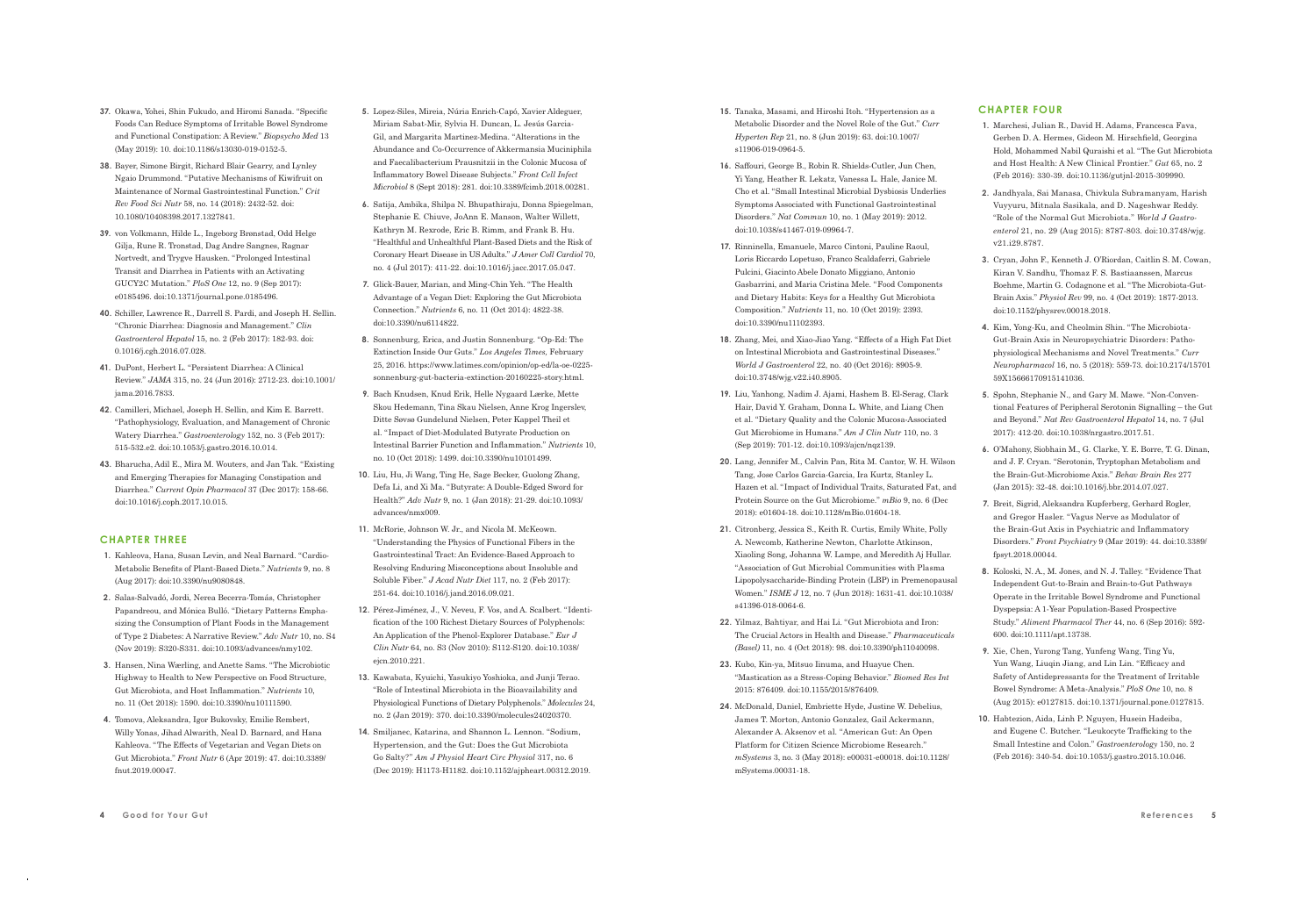37. Okawa, Yohei, Shin Fukudo, and Hiromi Sanada. "Specific Foods Can Reduce Symptoms of Irritable Bowel Syndrome and Functional Constipation: A Review." *Biopsycho Med* 13 (May 2019): 10. doi:10.1186/s13030-019-0152-5.

38. Bayer, Simone Birgit, Richard Blair Gearry, and Lynley Ngaio Drummond. "Putative Mechanisms of Kiwifruit on Maintenance of Normal Gastrointestinal Function." *Crit Rev Food Sci Nutr* 58, no. 14 (2018): 2432-52. doi: 10.1080/10408398.2017.1327841.

39. von Volkmann, Hilde L., Ingeborg Brønstad, Odd Helge Gilja, Rune R. Tronstad, Dag Andre Sangnes, Ragnar Nortvedt, and Trygve Hausken. "Prolonged Intestinal Transit and Diarrhea in Patients with an Activating GUCY2C Mutation." *PloS One* 12, no. 9 (Sep 2017): e0185496. doi:10.1371/journal.pone.0185496.

40. Schiller, Lawrence R., Darrell S. Pardi, and Joseph H. Sellin. "Chronic Diarrhea: Diagnosis and Management." *Clin Gastroenterol Hepatol* 15, no. 2 (Feb 2017): 182-93. doi: 0.1016/j.cgh.2016.07.028.

41. DuPont, Herbert L. "Persistent Diarrhea: A Clinical Review." *JAMA* 315, no. 24 (Jun 2016): 2712-23. doi:10.1001/jama.2016.7833.

42. Camilleri, Michael, Joseph H. Sellin, and Kim E. Barrett. "Pathophysiology, Evaluation, and Management of Chronic Watery Diarrhea." *Gastroenterology* 152, no. 3 (Feb 2017): 515-532.e2. doi:10.1053/j.gastro.2016.10.014.

43. Bharucha, Adil E., Mira M. Wouters, and Jan Tack. "Existing and Emerging Therapies for Managing Constipation and Diarrhea." *Current Opin Pharmacol* 37 (Dec 2017): 158-66. doi:10.1016/j.coph.2017.10.015.

## CHAPTER THREE

1. Kahleova, Hana, Susan Levin, and Neal Barnard. "Cardio-Metabolic Benefits of Plant-Based Diets." *Nutrients* 9, no. 8 (Aug 2017): doi:10.3390/nu9080848.

2. Salas-Salvadó, Jordi, Nerea Becerra-Tomás, Christopher Papandreou, and Mónica Bulló. "Dietary Patterns Emphasizing the Consumption of Plant Foods in the Management of Type 2 Diabetes: A Narrative Review." *Adv Nutr* 10, no. S4 (Nov 2019): S320-S331. doi:10.1093/advances/nmy102.

3. Hansen, Nina Wærling, and Anette Sams. "The Microbiotic Highway to Health to New Perspective on Food Structure, Gut Microbiota, and Host Inflammation." *Nutrients* 10, no. 11 (Oct 2018): 1590. doi:10.3390/nu10111590.

4. Tomova, Aleksandra, Igor Bukovsky, Emilie Rembert, Willy Yonas, Jihad Alwarith, Neal D. Barnard, and Hana Kahleova. "The Effects of Vegetarian and Vegan Diets on Gut Microbiota." *Front Nutr* 6 (Apr 2019): 47. doi:10.3389/fnut.2019.00047.

5. Lopez-Siles, Mireia, Núria Enrich-Capó, Xavier Aldeguer, Miriam Sabat-Mir, Sylvia H. Duncan, L. Jesús Garcia-Gil, and Margarita Martinez-Medina. "Alterations in the Abundance and Co-Occurrence of Akkermansia Muciniphila and Faecalibacterium Prausnitzii in the Colonic Mucosa of Inflammatory Bowel Disease Subjects." *Front Cell Infect Microbiol* 8 (Sept 2018): 281. doi:10.3389/fcimb.2018.00281.

6. Satija, Ambika, Shilpa N. Bhupathiraju, Donna Spiegelman, Stephanie E. Chiuve, JoAnn E. Manson, Walter Willett, Kathryn M. Rexrode, Eric B. Rimm, and Frank B. Hu. "Healthful and Unhealthful Plant-Based Diets and the Risk of Coronary Heart Disease in US Adults." *J Amer Coll Cardiol* 70, no. 4 (Jul 2017): 411-22. doi:10.1016/j.jacc.2017.05.047.

7. Glick-Bauer, Marian, and Ming-Chin Yeh. "The Health Advantage of a Vegan Diet: Exploring the Gut Microbiota Connection." *Nutrients* 6, no. 11 (Oct 2014): 4822-38. doi:10.3390/nu6114822.

8. Sonnenburg, Erica, and Justin Sonnenburg. "Op-Ed: The Extinction Inside Our Guts." *Los Angeles Times*, February 25, 2016. https://www.latimes.com/opinion/op-ed/la-oe-0225-sonnenburg-gut-bacteria-extinction-20160225-story.html.

9. Bach Knudsen, Knud Erik, Helle Nygaard Lærke, Mette Skou Hedemann, Tina Skau Nielsen, Anne Krog Ingerslev, Ditte Søvsø Gundelund Nielsen, Peter Kappel Theil et al. "Impact of Diet-Modulated Butyrate Production on Intestinal Barrier Function and Inflammation." *Nutrients* 10, no. 10 (Oct 2018): 1499. doi:10.3390/nu10101499.

10. Liu, Hu, Ji Wang, Ting He, Sage Becker, Guolong Zhang, Defa Li, and Xi Ma. "Butyrate: A Double-Edged Sword for Health?" *Adv Nutr* 9, no. 1 (Jan 2018): 21-29. doi:10.1093/advances/nmx009.

11. McRorie, Johnson W. Jr., and Nicola M. McKeown. "Understanding the Physics of Functional Fibers in the Gastrointestinal Tract: An Evidence-Based Approach to Resolving Enduring Misconceptions about Insoluble and Soluble Fiber." *J Acad Nutr Diet* 117, no. 2 (Feb 2017): 251-64. doi:10.1016/j.jand.2016.09.021.

12. Pérez-Jiménez, J., V. Neveu, F. Vos, and A. Scalbert. "Identification of the 100 Richest Dietary Sources of Polyphenols: An Application of the Phenol-Explorer Database." *Eur J Clin Nutr* 64, no. S3 (Nov 2010): S112-S120. doi:10.1038/ejcn.2010.221.

13. Kawabata, Kyuichi, Yasukiyo Yoshioka, and Junji Terao. "Role of Intestinal Microbiota in the Bioavailability and Physiological Functions of Dietary Polyphenols." *Molecules* 24, no. 2 (Jan 2019): 370. doi:10.3390/molecules24020370.

14. Smiljanec, Katarina, and Shannon L. Lennon. "Sodium, Hypertension, and the Gut: Does the Gut Microbiota Go Salty?" *Am J Physiol Heart Circ Physiol* 317, no. 6 (Dec 2019): H1173-H1182. doi:10.1152/ajpheart.00312.2019.

15. Tanaka, Masami, and Hiroshi Itoh. "Hypertension as a Metabolic Disorder and the Novel Role of the Gut." *Curr Hyperten Rep* 21, no. 8 (Jun 2019): 63. doi:10.1007/s11906-019-0964-5.

16. Saffouri, George B., Robin R. Shields-Cutler, Jun Chen, Yi Yang, Heather R. Lekatz, Vanessa L. Hale, Janice M. Cho et al. "Small Intestinal Microbial Dysbiosis Underlies Symptoms Associated with Functional Gastrointestinal Disorders." *Nat Commun* 10, no. 1 (May 2019): 2012. doi:10.1038/s41467-019-09964-7.

17. Rinninella, Emanuele, Marco Cintoni, Pauline Raoul, Loris Riccardo Lopetuso, Franco Scaldaferri, Gabriele Pulcini, Giacinto Abele Donato Miggiano, Antonio Gasbarrini, and Maria Cristina Mele. "Food Components and Dietary Habits: Keys for a Healthy Gut Microbiota Composition." *Nutrients* 11, no. 10 (Oct 2019): 2393. doi:10.3390/nu11102393.

18. Zhang, Mei, and Xiao-Jiao Yang. "Effects of a High Fat Diet on Intestinal Microbiota and Gastrointestinal Diseases." *World J Gastroenterol* 22, no. 40 (Oct 2016): 8905-9. doi:10.3748/wjg.v22.i40.8905.

19. Liu, Yanhong, Nadim J. Ajami, Hashem B. El-Serag, Clark Hair, David Y. Graham, Donna L. White, and Liang Chen et al. "Dietary Quality and the Colonic Mucosa-Associated Gut Microbiome in Humans." *Am J Clin Nutr* 110, no. 3 (Sep 2019): 701-12. doi:10.1093/ajcn/nqz139.

20. Lang, Jennifer M., Calvin Pan, Rita M. Cantor, W. H. Wilson Tang, Jose Carlos Garcia-Garcia, Ira Kurtz, Stanley L. Hazen et al. "Impact of Individual Traits, Saturated Fat, and Protein Source on the Gut Microbiome." *mBio* 9, no. 6 (Dec 2018): e01604-18. doi:10.1128/mBio.01604-18.

21. Citronberg, Jessica S., Keith R. Curtis, Emily White, Polly A. Newcomb, Katherine Newton, Charlotte Atkinson, Xiaoling Song, Johanna W. Lampe, and Meredith AJ Hullar. "Association of Gut Microbial Communities with Plasma Lipopolysaccharide-Binding Protein (LBP) in Premenopausal Women." *ISME J* 12, no. 7 (Jun 2018): 1631-41. doi:10.1038/s41396-018-0064-6.

22. Yilmaz, Bahtiyar, and Hai Li. "Gut Microbiota and Iron: The Crucial Actors in Health and Disease." *Pharmaceuticals (Basel)* 11, no. 4 (Oct 2018): 98. doi:10.3390/ph11040098.

23. Kubo, Kin-ya, Mitsuo Iinuma, and Huayue Chen. "Mastication as a Stress-Coping Behavior." *Biomed Res Int* 2015: 876409. doi:10.1155/2015/876409.

24. McDonald, Daniel, Embriette Hyde, Justine W. Debelius, James T. Morton, Antonio Gonzalez, Gail Ackermann, Alexander A. Aksenov et al. "American Gut: An Open Platform for Citizen Science Microbiome Research." *mSystems* 3, no. 3 (May 2018): e00031-e00018. doi:10.1128/mSystems.00031-18.

## CHAPTER FOUR

1. Marchesi, Julian R., David H. Adams, Francesca Fava, Gerben D. A. Hermes, Gideon M. Hirschfield, Georgina Hold, Mohammed Nabil Quraishi et al. "The Gut Microbiota and Host Health: A New Clinical Frontier." *Gut* 65, no. 2 (Feb 2016): 330-39. doi:10.1136/gutjnl-2015-309990.

2. Jandhyala, Sai Manasa, Chivkula Subramanyam, Harish Vuyyuru, Mitnala Sasikala, and D. Nageshwar Reddy. "Role of the Normal Gut Microbiota." *World J Gastroenterol* 21, no. 29 (Aug 2015): 8787-803. doi:10.3748/wjg.v21.i29.8787.

3. Cryan, John F., Kenneth J. O'Riordan, Caitlin S. M. Cowan, Kiran V. Sandhu, Thomaz F. S. Bastiaanssen, Marcus Boehme, Martin G. Codagnone et al. "The Microbiota-Gut-Brain Axis." *Physiol Rev* 99, no. 4 (Oct 2019): 1877-2013. doi:10.1152/physrev.00018.2018.

4. Kim, Yong-Ku, and Cheolmin Shin. "The Microbiota-Gut-Brain Axis in Neuropsychiatric Disorders: Pathophysiological Mechanisms and Novel Treatments." *Curr Neuropharmacol* 16, no. 5 (2018): 559-73. doi:10.2174/1570159X15666170915141036.

5. Spohn, Stephanie N., and Gary M. Mawe. "Non-Conventional Features of Peripheral Serotonin Signalling – the Gut and Beyond." *Nat Rev Gastroenterol Hepatol* 14, no. 7 (Jul 2017): 412-20. doi:10.1038/nrgastro.2017.51.

6. O'Mahony, Siobhain M., G. Clarke, Y. E. Borre, T. G. Dinan, and J. F. Cryan. "Serotonin, Tryptophan Metabolism and the Brain-Gut-Microbiome Axis." *Behav Brain Res* 277 (Jan 2015): 32-48. doi:10.1016/j.bbr.2014.07.027.

7. Breit, Sigrid, Aleksandra Kupferberg, Gerhard Rogler, and Gregor Hasler. "Vagus Nerve as Modulator of the Brain-Gut Axis in Psychiatric and Inflammatory Disorders." *Front Psychiatry* 9 (Mar 2019): 44. doi:10.3389/fpsyt.2018.00044.

8. Koloski, N. A., M. Jones, and N. J. Talley. "Evidence That Independent Gut-to-Brain and Brain-to-Gut Pathways Operate in the Irritable Bowel Syndrome and Functional Dyspepsia: A 1-Year Population-Based Prospective Study." *Aliment Pharmacol Ther* 44, no. 6 (Sep 2016): 592-600. doi:10.1111/apt.13738.

9. Xie, Chen, Yurong Tang, Yunfeng Wang, Ting Yu, Yun Wang, Liuqin Jiang, and Lin Lin. "Efficacy and Safety of Antidepressants for the Treatment of Irritable Bowel Syndrome: A Meta-Analysis." *PloS One* 10, no. 8 (Aug 2015): e0127815. doi:10.1371/journal.pone.0127815.

10. Habtezion, Aida, Linh P. Nguyen, Husein Hadeiba, and Eugene C. Butcher. "Leukocyte Trafficking to the Small Intestine and Colon." *Gastroenterology* 150, no. 2 (Feb 2016): 340-54. doi:10.1053/j.gastro.2015.10.046.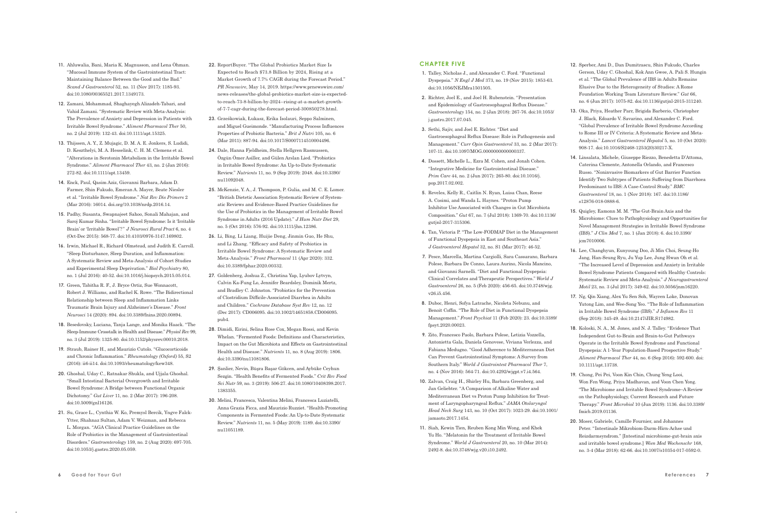11. Ahluwalia, Bani, Maria K. Magnusson, and Lena Öhman. "Mucosal Immune System of the Gastrointestinal Tract: Maintaining Balance Between the Good and the Bad." *Scand J Gastroenterol* 52, no. 11 (Nov 2017): 1185-93. doi:10.1080/00365521.2017.1349173.

12. Zamani, Mohammad, Shaghayegh Alizadeh-Tabari, and Vahid Zamani. "Systematic Review with Meta-Analysis: The Prevalence of Anxiety and Depression in Patients with Irritable Bowel Syndrome." *Aliment Pharmacol Ther* 50, no. 2 (Jul 2019): 132-43. doi:10.1111/apt.15325.

13. Thijssen, A. Y., Z. Mujagic, D. M. A. E. Jonkers, S. Ludidi, D. Keszthelyi, M. A. Hesselink, C. H. M. Clemens et al. "Alterations in Serotonin Metabolism in the Irritable Bowel Syndrome." *Aliment Pharmacol Ther* 43, no. 2 (Jan 2016): 272-82. doi:10.1111/apt.13459.

14. Enck, Paul, Qasim Aziz, Giovanni Barbara, Adam D. Farmer, Shin Fukudo, Emeran A. Mayer, Beate Niesler et al. "Irritable Bowel Syndrome." *Nat Rev Dis Primers* 2 (Mar 2016): 16014. doi.org/10.1038/nrdp.2016.14.

15. Padhy, Susanta, Swapnajeet Sahoo, Sonali Mahajan, and Saroj Kumar Sinha. "Irritable Bowel Syndrome: Is it 'Irritable Brain' or 'Irritable Bowel'?" *J Neurosci Rural Pract* 6, no. 4 (Oct-Dec 2015): 568-77. doi:10.4103/0976-3147.169802.

16. Irwin, Michael R., Richard Olmstead, and Judith E. Carroll. "Sleep Disturbance, Sleep Duration, and Inflammation: A Systematic Review and Meta-Analysis of Cohort Studies and Experimental Sleep Deprivation." *Biol Psychiatry* 80, no. 1 (Jul 2016): 40-52. doi:10.1016/j.biopsych.2015.05.014.

17. Green, Tabitha R. F., J. Bryce Ortiz, Sue Wonnacott, Robert J. Williams, and Rachel K. Rowe. "The Bidirectional Relationship between Sleep and Inflammation Links Traumatic Brain Injury and Alzheimer's Disease." *Front Neurosci* 14 (2020): 894. doi:10.3389/fnins.2020.00894.

18. Besedovsky, Luciana, Tanja Lange, and Monika Haack. "The Sleep-Immune Crosstalk in Health and Disease." *Physiol Rev* 99, no. 3 (Jul 2019): 1325-80. doi:10.1152/physrev.00010.2018.

19. Straub, Rainer H., and Maurizio Cutolo. "Glucocorticoids and Chronic Inflammation." *Rheumatology (Oxford)* 55, S2 (2016): ii6-ii14. doi:10.1093/rheumatology/kew348.

20. Ghoshal, Uday C., Ratnakar Shukla, and Ujjala Ghoshal. "Small Intestinal Bacterial Overgrowth and Irritable Bowel Syndrome: A Bridge between Functional Organic Dichotomy." *Gut Liver* 11, no. 2 (Mar 2017): 196-208. doi:10.5009/gnl16126.

21. Su, Grace L., Cynthia W. Ko, Premysl Bercik, Yngve Falck-Ytter, Shahnaz Sultan, Adam V. Weizman, and Rebecca L. Morgan. "AGA Clinical Practice Guidelines on the Role of Probiotics in the Management of Gastrointestinal Disorders." *Gastroenterology* 159, no. 2 (Aug 2020): 697-705. doi:10.1053/j.gastro.2020.05.059.

22. ReportBuyer. "The Global Probiotics Market Size Is Expected to Reach $73.8 Billion by 2024, Rising at a Market Growth of 7.7% CAGR during the Forecast Period." *PR Newswire*, May 14, 2019. https://www.prnewswire.com/news-releases/the-global-probiotics-market-size-is-expected-to-reach-73-8-billion-by-2024--rising-at-a-market-growth-of-7-7-cagr-during-the-forecast-period-300850278.html.

23. Grześkowiak, Łukasz, Erika Isolauri, Seppo Salminen, and Miguel Gueimonde. "Manufacturing Process Influences Properties of Probiotic Bacteria." *Brit J Nutri* 105, no. 6 (Mar 2011): 887-94. doi:10.1017/S0007114510004496.

24. Dale, Hanna Fjeldheim, Stella Hellgren Rasmussen, Özgün Ömer Asiller, and Gülen Arslan Lied. "Probiotics in Irritable Bowel Syndrome: An Up-to-Date Systematic Review." *Nutrients* 11, no. 9 (Sep 2019): 2048. doi:10.3390/nu11092048.

25. McKenzie, Y. A., J. Thompson, P. Gulia, and M. C. E. Lomer. "British Dietetic Association Systematic Review of Systematic Reviews and Evidence-Based Practice Guidelines for the Use of Probiotics in the Management of Irritable Bowel Syndrome in Adults (2016 Update)." *J Hum Nutr Diet* 29, no. 5 (Oct 2016): 576-92. doi:10.1111/jhn.12386.

26. Li, Bing, Li Liang, Huijie Deng, Jinmin Guo, He Shu, and Li Zhang. "Efficacy and Safety of Probiotics in Irritable Bowel Syndrome: A Systematic Review and Meta-Analysis." *Front Pharmacol* 11 (Apr 2020): 332. doi:10.3389/fphar.2020.00332.

27. Goldenberg, Joshua Z., Christina Yap, Lyubov Lytvyn, Calvin Ka-Fung Lo, Jennifer Beardsley, Dominik Mertz, and Bradley C. Johnston. "Probiotics for the Prevention of Clostridium Difficile-Associated Diarrhea in Adults and Children." *Cochrane Database Syst Rev* 12, no. 12 (Dec 2017): CD006095. doi:10.1002/14651858.CD006095.pub4.

28. Dimidi, Eirini, Selina Rose Cox, Megan Rossi, and Kevin Whelan. "Fermented Foods: Definitions and Characteristics, Impact on the Gut Microbiota and Effects on Gastrointestinal Health and Disease." *Nutrients* 11, no. 8 (Aug 2019): 1806. doi:10.3390/nu11081806.

29. Şanlier, Nevin, Büşra Başar Gökcen, and Aybüke Ceyhun Sezgin. "Health Benefits of Fermented Foods." *Crit Rev Food Sci Nutr* 59, no. 3 (2019): 506-27. doi:10.1080/10408398.2017.1383355.

30. Melini, Francesca, Valentina Melini, Francesca Luziatelli, Anna Grazia Ficca, and Maurizio Ruzziet. "Health-Promoting Components in Fermented Foods: An Up-to-Date Systematic Review." *Nutrients* 11, no. 5 (May 2019): 1189. doi:10.3390/nu11051189.

## CHAPTER FIVE

1. Talley, Nicholas J., and Alexander C. Ford. "Functional Dyspepsia." *N Engl J Med* 373, no. 19 (Nov 2015): 1853-63. doi:10.1056/NEJMra1501505.

2. Richter, Joel E., and Joel H. Rubenstein. "Presentation and Epidemiology of Gastroesophageal Reflux Disease." *Gastroenterology* 154, no. 2 (Jan 2018): 267-76. doi:10.1053/j.gastro.2017.07.045.

3. Sethi, Sajiv, and Joel E. Richter. "Diet and Gastroesophageal Reflux Disease: Role in Pathogenesis and Management." *Curr Opin Gastroenterol* 33, no. 2 (Mar 2017): 107-11. doi:10.1097/MOG.0000000000000337.

4. Dossett, Michelle L., Ezra M. Cohen, and Jonah Cohen. "Integrative Medicine for Gastrointestinal Disease." *Prim Care* 44, no. 2 (Jun 2017): 265-80. doi:10.1016/j.pop.2017.02.002.

5. Reveles, Kelly R., Caitlin N. Ryan, Luisa Chan, Reese A. Cosimi, and Wanda L. Haynes. "Proton Pump Inhibitor Use Associated with Changes in Gut Microbiota Composition." *Gut* 67, no. 7 (Jul 2018): 1369-70. doi:10.1136/gutjnl-2017-315306.

6. Tan, Victoria P. "The Low-FODMAP Diet in the Management of Functional Dyspepsia in East and Southeast Asia." *J Gastroenterol Hepatol* 32, no. S1 (Mar 2017): 46-52.

7. Pesce, Marcella, Martina Cargiolli, Sara Cassarano, Barbara Polese, Barbara De Conno, Laura Aurino, Nicola Mancino, and Giovanni Sarnelli. "Diet and Functional Dyspepsia: Clinical Correlates and Therapeutic Perspectives." *World J Gastroenterol* 26, no. 5 (Feb 2020): 456-65. doi:10.3748/wjg.v26.i5.456.

8. Duboc, Henri, Sofya Latrache, Nicoleta Nebunu, and Benoit Coffin. "The Role of Diet in Functional Dyspepsia Management." *Front Psychiat* 11 (Feb 2020): 23. doi:10.3389/fpsyt.2020.00023.

9. Zito, Francesco Paolo, Barbara Polese, Letizia Vozzella, Antonietta Gala, Daniela Genovese, Viviana Verlezza, and Fabiana Medugno. "Good Adherence to Mediterranean Diet Can Prevent Gastrointestinal Symptoms: A Survey from Southern Italy." *World J Gastrointest Pharmacol Ther* 7, no. 4 (Nov 2016): 564-71. doi:10.4292/wjgpt.v7.i4.564.

10. Zalvan, Craig H., Shirley Hu, Barbara Greenberg, and Jan Geliebter. "A Comparison of Alkaline Water and Mediterranean Diet vs Proton Pump Inhibition for Treatment of Laryngopharyngeal Reflux." *JAMA Otolaryngol Head Neck Surg* 143, no. 10 (Oct 2017): 1023-29. doi:10.1001/jamaoto.2017.1454.

11. Siah, Kewin Tien, Reuben Kong Min Wong, and Khek Yu Ho. "Melatonin for the Treatment of Irritable Bowel Syndrome." *World J Gastroenterol* 20, no. 10 (Mar 2014): 2492-8. doi:10.3748/wjg.v20.i10.2492.

12. Sperber, Ami D., Dan Dumitrascu, Shin Fukudo, Charles Gerson, Uday C. Ghoshal, Kok Ann Gwee, A. Pali S. Hungin et al. "The Global Prevalence of IBS in Adults Remains Elusive Due to the Heterogeneity of Studies: A Rome Foundation Working Team Literature Review." *Gut* 66, no. 6 (Jun 2017): 1075-82. doi:10.1136/gutjnl-2015-311240.

13. Oka, Priya, Heather Parr, Brigida Barberio, Christopher J. Black, Edoardo V. Savarino, and Alexander C. Ford. "Global Prevalence of Irritable Bowel Syndrome According to Rome III or IV Criteria: A Systematic Review and Meta-Analysis." *Lancet Gastroenterol Hepatol* 5, no. 10 (Oct 2020): 908-17. doi:10.1016/S2468-1253(20)30217-X.

14. Linsalata, Michele, Giuseppe Riezzo, Benedetta D'Attoma, Caterina Clemente, Antonella Orlando, and Francesco Russo. "Noninvasive Biomarkers of Gut Barrier Function Identify Two Subtypes of Patients Suffering from Diarrhoea Predominant to IBS: A Case-Control Study." *BMC Gastroenterol* 18, no. 1 (Nov 2018): 167. doi:10.1186/s12876-018-0888-6.

15. Quigley, Eamonn M. M. "The Gut-Brain Axis and the Microbiome: Clues to Pathophysiology and Opportunities for Novel Management Strategies in Irritable Bowel Syndrome (IBS)." *J Clin Med* 7, no. 1 (Jan 2018): 6. doi:10.3390/jcm7010006.

16. Lee, Changhyun, Eunyoung Doo, Ji Min Choi, Seung-Ho Jang, Han-Seung Ryu, Ju Yup Lee, Jung Hwan Oh et al. "The Increased Level of Depression and Anxiety in Irritable Bowel Syndrome Patients Compared with Healthy Controls: Systematic Review and Meta-Analysis." *J Neurogastroenterol Motil* 23, no. 3 (Jul 2017): 349-62. doi:10.5056/jnm16220.

17. Ng, Qin Xiang, Alex Yu Sen Soh, Wayren Loke, Donovan Yutong Lim, and Wee-Song Yeo. "The Role of Inflammation in Irritable Bowel Syndrome (IBS)." *J Inflamm Res* 11 (Sep 2018): 345-49. doi:10.2147/JIR.S174982.

18. Koloski, N. A., M. Jones, and N. J. Talley. "Evidence That Independent Gut-to-Brain and Brain-to-Gut Pathways Operate in the Irritable Bowel Syndrome and Functional Dyspepsia: A 1-Year Population-Based Prospective Study." *Aliment Pharmacol Ther* 44, no. 6 (Sep 2016): 592-600. doi:10.1111/apt.13738.

19. Chong, Pei Pei, Voon Kin Chin, Chung Yeng Looi, Won Fen Wong, Priya Madhavan, and Voon Chen Yong. "The Microbiome and Irritable Bowel Syndrome–A Review on the Pathophysiology, Current Research and Future Therapy." *Front Microbiol* 10 (Jun 2019): 1136. doi:10.3389/fmicb.2019.01136.

20. Moser, Gabriele, Camille Fournier, and Johannes Peter. "Intestinale Mikrobiom-Darm-Hirn-Achse und Reizdarmsyndrom." [Intestinal microbiome-gut-brain axis and irritable bowel syndrome.] *Wien Med Wochenschr* 168, no. 3-4 (Mar 2018): 62-66. doi:10.1007/s10354-017-0592-0.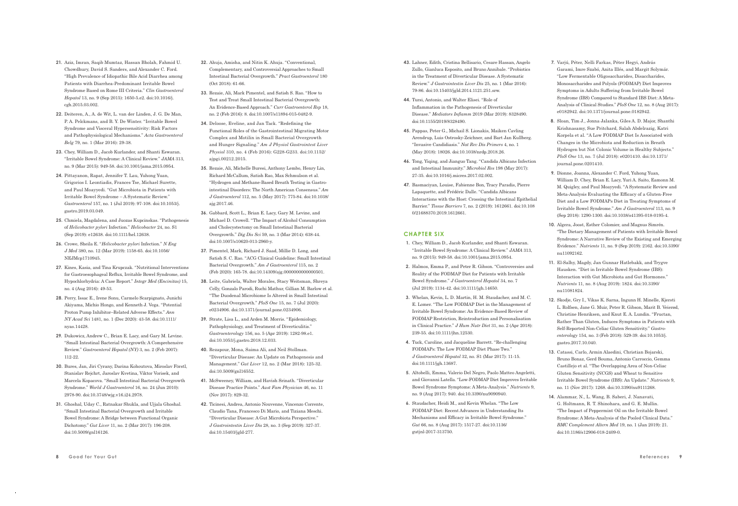21. Aziz, Imran, Saqib Mumtaz, Hassan Bholah, Fahmid U. Chowdhury, David S. Sanders, and Alexander C. Ford. "High Prevalence of Idiopathic Bile Acid Diarrhea among Patients with Diarrhea-Predominant Irritable Bowel Syndrome Based on Rome III Criteria." *Clin Gastroenterol Hepatol* 13, no. 9 (Sep 2015): 1650-5.e2. doi:10.1016/j.cgh.2015.03.002.

22. Deiteren, A., A. de Wit, L. van der Linden, J. G. De Man, P. A. Pelckmans, and B. Y. De Winter. "Irritable Bowel Syndrome and Visceral Hypersensitivity: Risk Factors and Pathophysiological Mechanisms." *Acta Gastroenterol Belg* 79, no. 1 (Mar 2016): 29-38.

23. Chey, William D., Jacob Kurlander, and Shanti Eswaran. "Irritable Bowel Syndrome: A Clinical Review." *JAMA* 313, no. 9 (Mar 2015): 949-58. doi:10.1001/jama.2015.0954.

24. Pittayanon, Rapat, Jennifer T. Lau, Yuhong Yuan, Grigorios I. Leontiadis, Frances Tse, Michael Surette, and Paul Moayyedi. "Gut Microbiota in Patients with Irritable Bowel Syndrome – A Systematic Review." *Gastroenterol* 157, no. 1 (Jul 2019): 97-108. doi:10.1053/j.gastro.2019.03.049.

25. Chmiela, Magdalena, and Juozas Kupcinskas. "Pathogenesis of *Helicobacter pylori* Infection." *Helicobacter* 24, no. S1 (Sep 2019): e12638. doi:10.1111/hel.12638.

26. Crowe, Sheila E. "*Helicobacter pylori* Infection." *N Eng J Med* 380, no. 12 (Mar 2019): 1158-65. doi:10.1056/NEJMcp1710945.

27. Kines, Kasia, and Tina Krupczak. "Nutritional Interventions for Gastroesophageal Reflux, Irritable Bowel Syndrome, and Hypochlorhydria: A Case Report." *Integr Med (Encinitas)* 15, no. 4 (Aug 2016): 49-53.

28. Perry, Issac E., Irene Sonu, Carmelo Scarpignato, Junichi Akiyama, Michio Hongo, and Kenneth J. Vega. "Potential Proton Pump Inhibitor–Related Adverse Effects." *Ann NY Acad Sci* 1481, no. 1 (Dec 2020): 43-58. doi:10.1111/nyas.14428.

29. Dukowicz, Andrew C., Brian E. Lacy, and Gary M. Levine. "Small Intestinal Bacterial Overgrowth: A Comprehensive Review." *Gastroenterol Hepatol (NY)* 3, no. 2 (Feb 2007): 112-22.

30. Bures, Jan, Jiri Cyrany, Darina Kohoutova, Miroslav Förstl, Stanislav Rejchrt, Jaroslav Kvetina, Viktor Vorisek, and Marcela Kopacova. "Small Intestinal Bacterial Overgrowth Syndrome." *World J Gastroenterol* 16, no. 24 (Jun 2010): 2978-90. doi:10.3748/wjg.v16.i24.2978.

31. Ghoshal, Uday C., Ratnakar Shukla, and Ujjala Ghoshal. "Small Intestinal Bacterial Overgrowth and Irritable Bowel Syndrome: A Bridge between Functional Organic Dichotomy." *Gut Liver* 11, no. 2 (Mar 2017): 196-208. doi:10.5009/gnl16126.

32. Ahuja, Amisha, and Nitin K. Ahuja. "Conventional, Complementary, and Controversial Approaches to Small Intestinal Bacterial Overgrowth." *Pract Gastroenterol* 180 (Oct 2018): 61-66.

33. Rezaie, Ali, Mark Pimentel, and Satish S. Rao. "How to Test and Treat Small Intestinal Bacterial Overgrowth: An Evidence-Based Approach." *Curr Gastroenterol Rep* 18, no. 2 (Feb 2016): 8. doi:10.1007/s11894-015-0482-9.

34. Deloose, Eveline, and Jan Tack. "Redefining the Functional Roles of the Gastrointestinal Migrating Motor Complex and Motilin in Small Bacterial Overgrowth and Hunger Signaling." *Am J Physiol Gastrointest Liver Physiol* 310, no. 4 (Feb 2016): G228-G233. doi:10.1152/ajpgi.00212.2015.

35. Rezaie, Ali, Michelle Buresi, Anthony Lembo, Henry Lin, Richard McCallum, Satish Rao, Max Schmulson et al. "Hydrogen and Methane-Based Breath Testing in Gastrointestinal Disorders: The North American Consensus." *Am J Gastroenterol* 112, no. 5 (May 2017): 775-84. doi:10.1038/ajg.2017.46.

36. Gabbard, Scott L., Brian E. Lacy, Gary M. Levine, and Michael D. Crowell. "The Impact of Alcohol Consumption and Cholecystectomy on Small Intestinal Bacterial Overgrowth." *Dig Dis Sci* 59, no. 3 (Mar 2014): 638-44. doi:10.1007/s10620-013-2960-y.

37. Pimentel, Mark, Richard J. Saad, Millie D. Long, and Satish S. C. Rao. "ACG Clinical Guideline: Small Intestinal Bacterial Overgrowth." *Am J Gastroenterol* 115, no. 2 (Feb 2020): 165-78. doi:10.14309/ajg.0000000000000501.

38. Leite, Gabriela, Walter Morales, Stacy Weitsman, Shreya Celly, Gonzalo Parodi, Ruchi Mathur, Gillian M. Barlow et al. "The Duodenal Microbiome Is Altered in Small Intestinal Bacterial Overgrowth." *PloS One* 15, no. 7 (Jul 2020): e0234906. doi:10.1371/journal.pone.0234906.

39. Strate, Lisa L., and Arden M. Morris. "Epidemiology, Pathophysiology, and Treatment of Diverticulitis." *Gastroenterology* 156, no. 5 (Apr 2019): 1282-98.e1. doi:10.1053/j.gastro.2018.12.033.

40. Rezapour, Mona, Saima Ali, and Neil Stollman. "Diverticular Disease: An Update on Pathogenesis and Management." *Gut Liver* 12, no. 2 (Mar 2018): 125-32. doi:10.5009/gnl16552.

41. McSweeney, William, and Havish Srinath. "Diverticular Disease Practice Points." *Aust Fam Physician* 46, no. 11 (Nov 2017): 829-32.

42. Ticinesi, Andrea, Antonio Nouvenne, Vincenzo Corrente, Claudio Tana, Francesco Di Mario, and Tiziana Meschi. "Diverticular Disease: A Gut Microbiota Perspective." *J Gastrointestin Liver Dis* 28, no. 3 (Sep 2019): 327-37. doi:10.15403/jgld-277.

43. Lahner, Edith, Cristina Bellisario, Cesare Hassan, Angelo Zullo, Gianluca Esposito, and Bruno Annibale. "Probiotics in the Treatment of Diverticular Disease. A Systematic Review." *J Gastrointestin Liver Dis* 25, no. 1 (Mar 2016): 79-86. doi:10.15403/jgld.2014.1121.251.srw.

44. Tursi, Antonio, and Walter Elisei. "Role of Inflammation in the Pathogenesis of Diverticular Disease." *Mediators Inflamm* 2019 (Mar 2019): 8328490. doi:10.1155/2019/8328490.

45. Pappas, Peter G., Michail S. Lionakis, Maiken Cavling Arendrup, Luis Ostrosky-Zeichner, and Bart Jan Kullberg. "Invasive Candidiasis." *Nat Rev Dis Primers* 4, no. 1 (May 2018): 18026. doi:10.1038/nrdp.2018.26.

46. Tong, Yiqing, and Jianguo Tang. "Candida Albicans Infection and Intestinal Immunity." *Microbiol Res* 198 (May 2017): 27-35. doi:10.1016/j.micres.2017.02.002.

47. Basmaciyan, Louise, Fabienne Bon, Tracy Paradis, Pierre Lapaquette, and Frédéric Dalle. "Candida Albicans Interactions with the Host: Crossing the Intestinal Epithelial Barrier." *Tissue Barriers* 7, no. 2 (2019): 1612661. doi:10.1080/21688370.2019.1612661.

## CHAPTER SIX

1. Chey, William D., Jacob Kurlander, and Shanti Eswaran. "Irritable Bowel Syndrome: A Clinical Review." *JAMA* 313, no. 9 (2015): 949-58. doi:10.1001/jama.2015.0954.

2. Halmos, Emma P., and Peter R. Gibson. "Controversies and Reality of the FODMAP Diet for Patients with Irritable Bowel Syndrome." *J Gastroenterol Hepatol* 34, no. 7 (Jul 2019): 1134-42. doi:10.1111/jgh.14650.

3. Whelan, Kevin, L. D. Martin, H. M. Staudacher, and M. C. E. Lomer. "The Low FODMAP Diet in the Management of Irritable Bowel Syndrome: An Evidence-Based Review of FODMAP Restriction, Reintroduction and Personalisation in Clinical Practice." *J Hum Nutr Diet* 31, no. 2 (Apr 2018): 239-55. doi:10.1111/jhn.12530.

4. Tuck, Caroline, and Jacqueline Barrett. "Re-challenging FODMAPs: The Low FODMAP Diet Phase Two." *J Gastroenterol Hepatol* 32, no. S1 (Mar 2017): 11-15. doi:10.1111/jgh.13687.

5. Altobelli, Emma, Valerio Del Negro, Paolo Matteo Angeletti, and Giovanni Latella. "Low-FODMAP Diet Improves Irritable Bowel Syndrome Symptoms: A Meta-Analysis." *Nutrients* 9, no. 9 (Aug 2017): 940. doi:10.3390/nu9090940.

6. Staudacher, Heidi M., and Kevin Whelan. "The Low FODMAP Diet: Recent Advances in Understanding Its Mechanisms and Efficacy in Irritable Bowel Syndrome." *Gut* 66, no. 8 (Aug 2017): 1517-27. doi:10.1136/gutjnl-2017-313750.

7. Varjú, Péter, Nelli Farkas, Péter Hegyi, András Garami, Imre Szabó, Anita Illés, and Margit Solymár. "Low Fermentable Oligosaccharides, Disaccharides, Monosaccharides and Polyols (FODMAP) Diet Improves Symptoms in Adults Suffering from Irritable Bowel Syndrome (IBS) Compared to Standard IBS Diet: A Meta-Analysis of Clinical Studies." *PloS One* 12, no. 8 (Aug 2017): e0182942. doi:10.1371/journal.pone.0182942.

8. Sloan, Tim J., Jonna Jalanka, Giles A. D. Major, Shanthi Krishnasamy, Sue Pritchard, Salah Abdelrazig, Katri Korpela et al. "A Low FODMAP Diet Is Associated with Changes in the Microbiota and Reduction in Breath Hydrogen but Not Colonic Volume in Healthy Subjects." *PloS One* 13, no. 7 (Jul 2018): e0201410. doi:10.1371/journal.pone.0201410.

9. Dionne, Joanna, Alexander C. Ford, Yuhong Yuan, William D. Chey, Brian E. Lacy, Yuri A. Saito, Eamonn M. M. Quigley, and Paul Moayyedi. "A Systematic Review and Meta-Analysis Evaluating the Efficacy of a Gluten-Free Diet and a Low FODMAPs Diet in Treating Symptoms of Irritable Bowel Syndrome." *Am J Gastroenterol* 113, no. 9 (Sep 2018): 1290-1300. doi:10.1038/s41395-018-0195-4.

10. Algera, Joost, Esther Colomier, and Magnus Simrén. "The Dietary Management of Patients with Irritable Bowel Syndrome: A Narrative Review of the Existing and Emerging Evidence." *Nutrients* 11, no. 9 (Sep 2019): 2162. doi:10.3390/nu11092162.

11. El-Salhy, Magdy, Jan Gunnar Hatlebakk, and Trygve Hausken. "Diet in Irritable Bowel Syndrome (IBS): Interaction with Gut Microbiota and Gut Hormones." *Nutrients* 11, no. 8 (Aug 2019): 1824. doi:10.3390/nu11081824.

12. Skodje, Gry I., Vikas K. Sarna, Ingunn H. Minelle, Kjersti L. Rolfsen, Jane G. Muir, Peter R. Gibson, Marit B. Veierød, Christine Henriksen, and Knut E. A. Lundin. "Fructan, Rather Than Gluten, Induces Symptoms in Patients with Self-Reported Non-Celiac Gluten Sensitivity." *Gastroenterology* 154, no. 3 (Feb 2018): 529-39. doi:10.1053/j.gastro.2017.10.040.

13. Catassi, Carlo, Armin Alaedini, Christian Bojarski, Bruno Bonaz, Gerd Bouma, Antonio Carroccio, Gemma Castillejo et al. "The Overlapping Area of Non-Celiac Gluten Sensitivity (NCGS) and Wheat to Sensitive Irritable Bowel Syndrome (IBS): An Update." *Nutrients* 9, no. 11 (Nov 2017): 1268. doi:10.3390/nu9111268.

14. Alammar, N., L. Wang, B. Saberi, J. Nanavati, G. Holtmann, R. T. Shinohara, and G. E. Mullin. "The Impact of Peppermint Oil on the Irritable Bowel Syndrome: A Meta-Analysis of the Pooled Clinical Data." *BMC Complement Altern Med* 19, no. 1 (Jan 2019): 21. doi:10.1186/s12906-018-2409-0.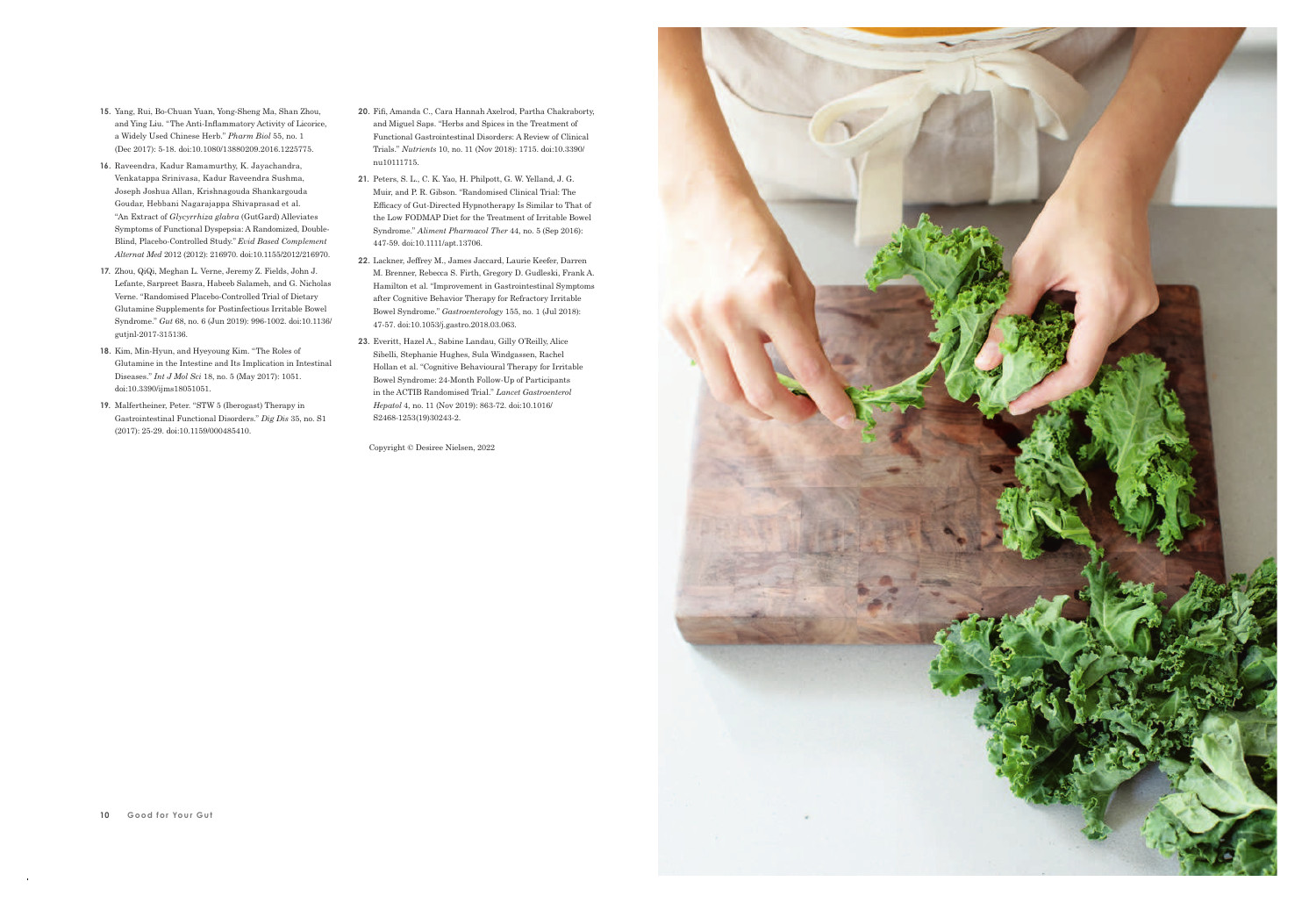15. Yang, Rui, Bo-Chuan Yuan, Yong-Sheng Ma, Shan Zhou, and Ying Liu. "The Anti-Inflammatory Activity of Licorice, a Widely Used Chinese Herb." *Pharm Biol* 55, no. 1 (Dec 2017): 5-18. doi:10.1080/13880209.2016.1225775.

16. Raveendra, Kadur Ramamurthy, K. Jayachandra, Venkatappa Srinivasa, Kadur Raveendra Sushma, Joseph Joshua Allan, Krishnagouda Shankargouda Goudar, Hebbani Nagarajappa Shivaprasad et al. "An Extract of *Glycyrrhiza glabra* (GutGard) Alleviates Symptoms of Functional Dyspepsia: A Randomized, Double-Blind, Placebo-Controlled Study." *Evid Based Complement Alternat Med* 2012 (2012): 216970. doi:10.1155/2012/216970.

17. Zhou, QiQi, Meghan L. Verne, Jeremy Z. Fields, John J. Lefante, Sarpreet Basra, Habeeb Salameh, and G. Nicholas Verne. "Randomised Placebo-Controlled Trial of Dietary Glutamine Supplements for Postinfectious Irritable Bowel Syndrome." *Gut* 68, no. 6 (Jun 2019): 996-1002. doi:10.1136/gutjnl-2017-315136.

18. Kim, Min-Hyun, and Hyeyoung Kim. "The Roles of Glutamine in the Intestine and Its Implication in Intestinal Diseases." *Int J Mol Sci* 18, no. 5 (May 2017): 1051. doi:10.3390/ijms18051051.

19. Malfertheiner, Peter. "STW 5 (Iberogast) Therapy in Gastrointestinal Functional Disorders." *Dig Dis* 35, no. S1 (2017): 25-29. doi:10.1159/000485410.

20. Fifi, Amanda C., Cara Hannah Axelrod, Partha Chakraborty, and Miguel Saps. "Herbs and Spices in the Treatment of Functional Gastrointestinal Disorders: A Review of Clinical Trials." *Nutrients* 10, no. 11 (Nov 2018): 1715. doi:10.3390/nu10111715.

21. Peters, S. L., C. K. Yao, H. Philpott, G. W. Yelland, J. G. Muir, and P. R. Gibson. "Randomised Clinical Trial: The Efficacy of Gut-Directed Hypnotherapy Is Similar to That of the Low FODMAP Diet for the Treatment of Irritable Bowel Syndrome." *Aliment Pharmacol Ther* 44, no. 5 (Sep 2016): 447-59. doi:10.1111/apt.13706.

22. Lackner, Jeffrey M., James Jaccard, Laurie Keefer, Darren M. Brenner, Rebecca S. Firth, Gregory D. Gudleski, Frank A. Hamilton et al. "Improvement in Gastrointestinal Symptoms after Cognitive Behavior Therapy for Refractory Irritable Bowel Syndrome." *Gastroenterology* 155, no. 1 (Jul 2018): 47-57. doi:10.1053/j.gastro.2018.03.063.

23. Everitt, Hazel A., Sabine Landau, Gilly O'Reilly, Alice Sibelli, Stephanie Hughes, Sula Windgassen, Rachel Hollan et al. "Cognitive Behavioural Therapy for Irritable Bowel Syndrome: 24-Month Follow-Up of Participants in the ACTIB Randomised Trial." *Lancet Gastroenterol Hepatol* 4, no. 11 (Nov 2019): 863-72. doi:10.1016/S2468-1253(19)30243-2.

Copyright © Desiree Nielsen, 2022